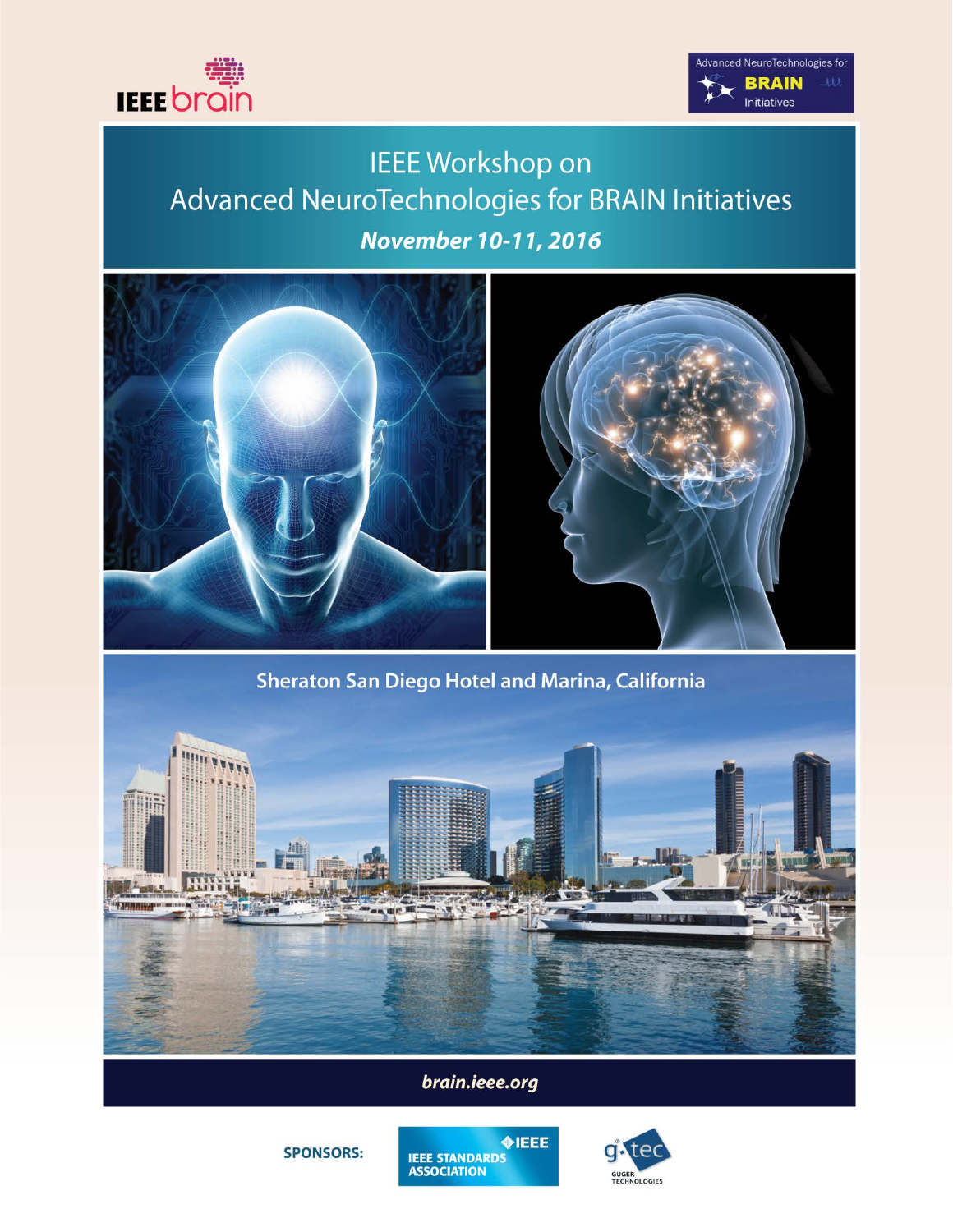IEEE brain

Advanced NeuroTechnologies for BRAIN Initiatives

# IEEE Workshop on Advanced NeuroTechnologies for BRAIN Initiatives

***November 10-11, 2016***

**Sheraton San Diego Hotel and Marina, California**

***brain.ieee.org***

**SPONSORS:** IEEE STANDARDS ASSOCIATION, g.tec GUGER TECHNOLOGIES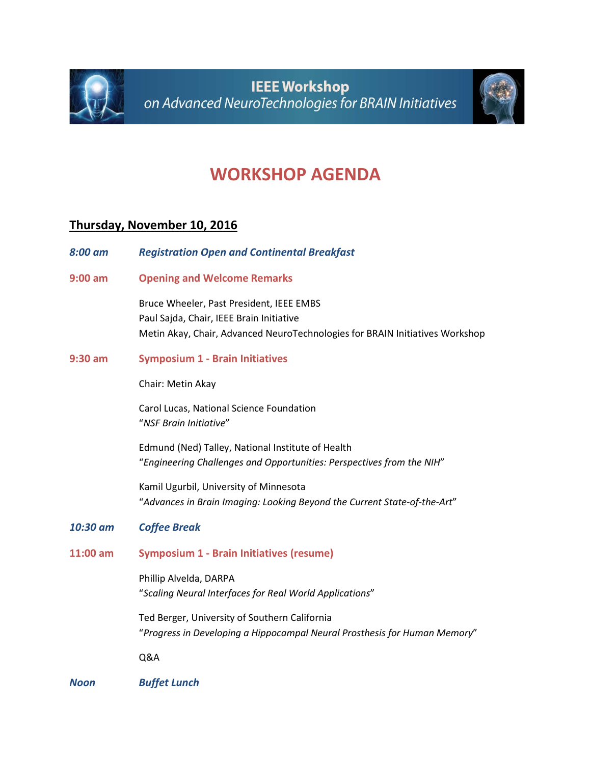IEEE Workshop
on Advanced NeuroTechnologies for BRAIN Initiatives

# WORKSHOP AGENDA

## Thursday, November 10, 2016

***8:00 am*** ***Registration Open and Continental Breakfast***

**9:00 am** **Opening and Welcome Remarks**

Bruce Wheeler, Past President, IEEE EMBS
Paul Sajda, Chair, IEEE Brain Initiative
Metin Akay, Chair, Advanced NeuroTechnologies for BRAIN Initiatives Workshop

**9:30 am** **Symposium 1 - Brain Initiatives**

Chair: Metin Akay

Carol Lucas, National Science Foundation
"*NSF Brain Initiative*"

Edmund (Ned) Talley, National Institute of Health
"*Engineering Challenges and Opportunities: Perspectives from the NIH*"

Kamil Ugurbil, University of Minnesota
"*Advances in Brain Imaging: Looking Beyond the Current State-of-the-Art*"

***10:30 am*** ***Coffee Break***

**11:00 am** **Symposium 1 - Brain Initiatives (resume)**

Phillip Alvelda, DARPA
"*Scaling Neural Interfaces for Real World Applications*"

Ted Berger, University of Southern California
"*Progress in Developing a Hippocampal Neural Prosthesis for Human Memory*"

Q&A

***Noon*** ***Buffet Lunch***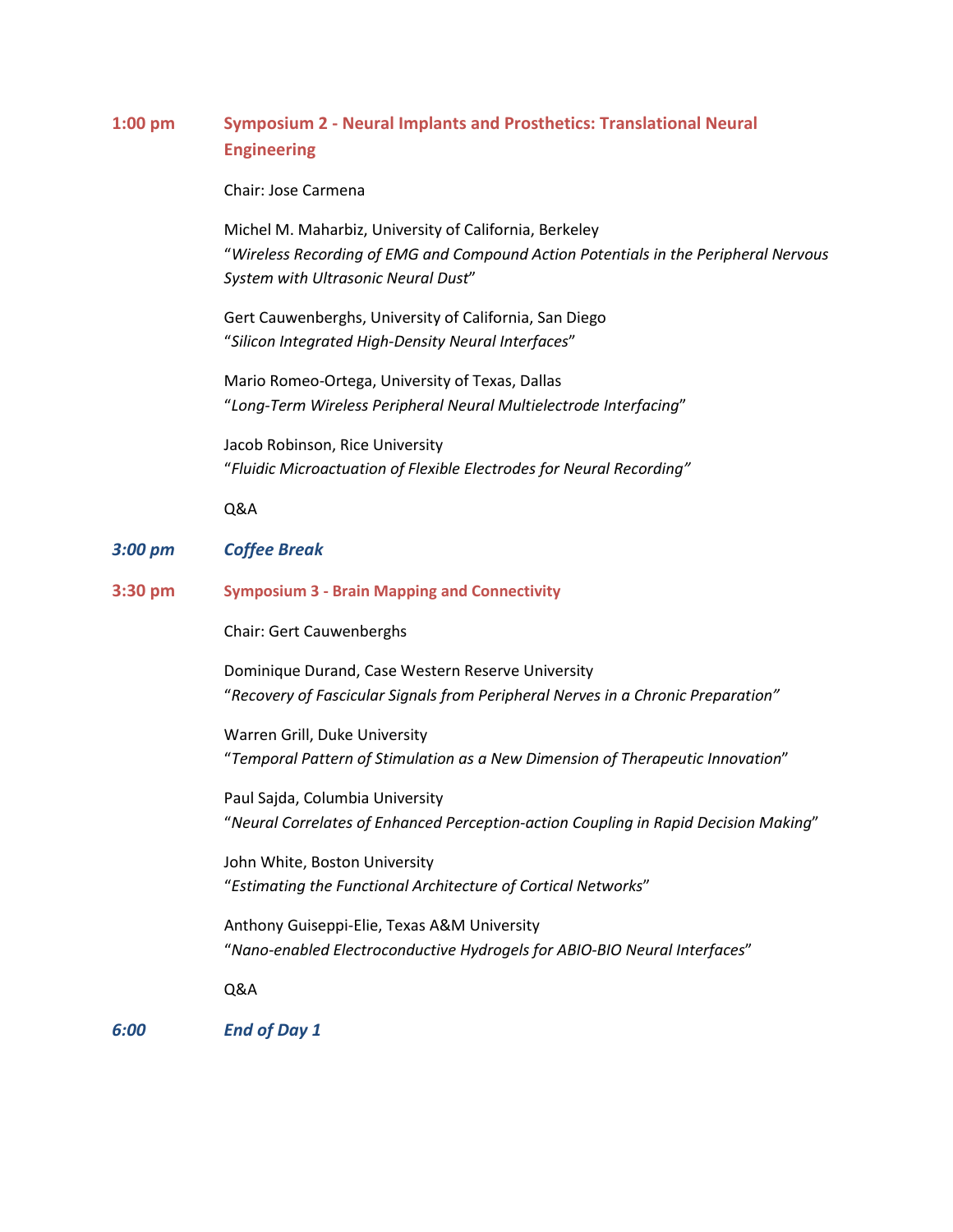**1:00 pm** **Symposium 2 - Neural Implants and Prosthetics: Translational Neural Engineering**

Chair: Jose Carmena

Michel M. Maharbiz, University of California, Berkeley
"*Wireless Recording of EMG and Compound Action Potentials in the Peripheral Nervous System with Ultrasonic Neural Dust*"

Gert Cauwenberghs, University of California, San Diego
"*Silicon Integrated High-Density Neural Interfaces*"

Mario Romeo-Ortega, University of Texas, Dallas
"*Long-Term Wireless Peripheral Neural Multielectrode Interfacing*"

Jacob Robinson, Rice University
"*Fluidic Microactuation of Flexible Electrodes for Neural Recording"*

Q&A

***3:00 pm*** ***Coffee Break***

**3:30 pm** **Symposium 3 - Brain Mapping and Connectivity**

Chair: Gert Cauwenberghs

Dominique Durand, Case Western Reserve University
"*Recovery of Fascicular Signals from Peripheral Nerves in a Chronic Preparation"*

Warren Grill, Duke University
"*Temporal Pattern of Stimulation as a New Dimension of Therapeutic Innovation*"

Paul Sajda, Columbia University
"*Neural Correlates of Enhanced Perception-action Coupling in Rapid Decision Making*"

John White, Boston University
"*Estimating the Functional Architecture of Cortical Networks*"

Anthony Guiseppi-Elie, Texas A&M University
"*Nano-enabled Electroconductive Hydrogels for ABIO-BIO Neural Interfaces*"

Q&A

***6:00*** ***End of Day 1***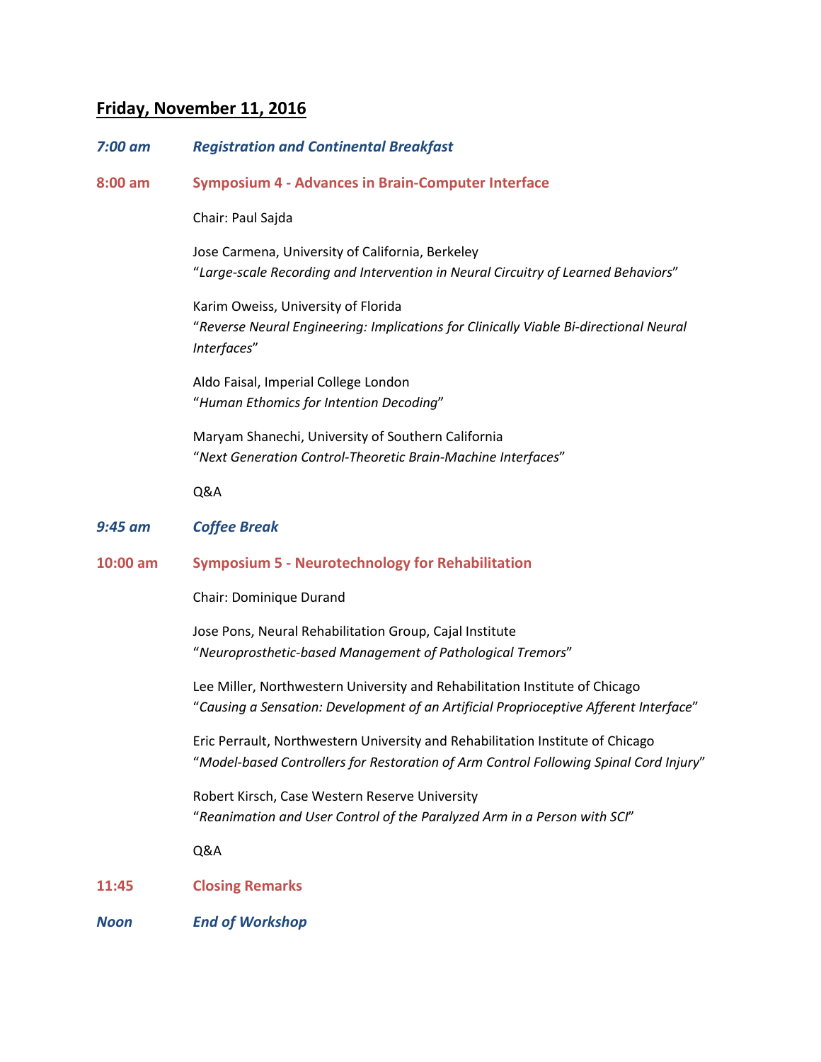## Friday, November 11, 2016

***7:00 am*** ***Registration and Continental Breakfast***

**8:00 am** **Symposium 4 - Advances in Brain-Computer Interface**

Chair: Paul Sajda

Jose Carmena, University of California, Berkeley
"*Large-scale Recording and Intervention in Neural Circuitry of Learned Behaviors*"

Karim Oweiss, University of Florida
"*Reverse Neural Engineering: Implications for Clinically Viable Bi-directional Neural Interfaces*"

Aldo Faisal, Imperial College London
"*Human Ethomics for Intention Decoding*"

Maryam Shanechi, University of Southern California
"*Next Generation Control-Theoretic Brain-Machine Interfaces*"

Q&A

***9:45 am*** ***Coffee Break***

**10:00 am** **Symposium 5 - Neurotechnology for Rehabilitation**

Chair: Dominique Durand

Jose Pons, Neural Rehabilitation Group, Cajal Institute
"*Neuroprosthetic-based Management of Pathological Tremors*"

Lee Miller, Northwestern University and Rehabilitation Institute of Chicago
"*Causing a Sensation: Development of an Artificial Proprioceptive Afferent Interface*"

Eric Perrault, Northwestern University and Rehabilitation Institute of Chicago
"*Model-based Controllers for Restoration of Arm Control Following Spinal Cord Injury*"

Robert Kirsch, Case Western Reserve University
"*Reanimation and User Control of the Paralyzed Arm in a Person with SCI*"

Q&A

**11:45** **Closing Remarks**

***Noon*** ***End of Workshop***